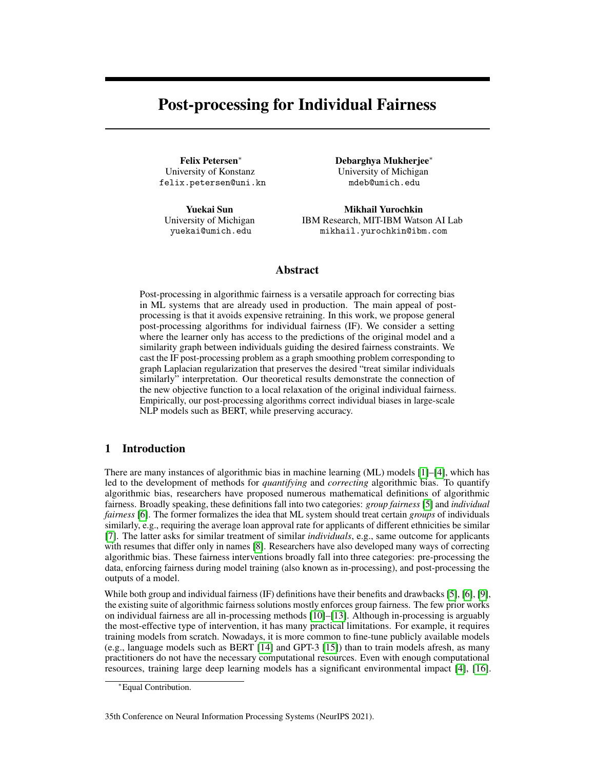# Post-processing for Individual Fairness

**Felix Petersen**[*]
University of Konstanz
felix.petersen@uni.kn

**Debarghya Mukherjee**[*]
University of Michigan
mdeb@umich.edu

**Yuekai Sun**
University of Michigan
yuekai@umich.edu

**Mikhail Yurochkin**
IBM Research, MIT-IBM Watson AI Lab
mikhail.yurochkin@ibm.com

## Abstract

Post-processing in algorithmic fairness is a versatile approach for correcting bias in ML systems that are already used in production. The main appeal of post-processing is that it avoids expensive retraining. In this work, we propose general post-processing algorithms for individual fairness (IF). We consider a setting where the learner only has access to the predictions of the original model and a similarity graph between individuals guiding the desired fairness constraints. We cast the IF post-processing problem as a graph smoothing problem corresponding to graph Laplacian regularization that preserves the desired "treat similar individuals similarly" interpretation. Our theoretical results demonstrate the connection of the new objective function to a local relaxation of the original individual fairness. Empirically, our post-processing algorithms correct individual biases in large-scale NLP models such as BERT, while preserving accuracy.

## 1 Introduction

There are many instances of algorithmic bias in machine learning (ML) models [1]–[4], which has led to the development of methods for *quantifying* and *correcting* algorithmic bias. To quantify algorithmic bias, researchers have proposed numerous mathematical definitions of algorithmic fairness. Broadly speaking, these definitions fall into two categories: *group fairness* [5] and *individual fairness* [6]. The former formalizes the idea that ML system should treat certain *groups* of individuals similarly, e.g., requiring the average loan approval rate for applicants of different ethnicities be similar [7]. The latter asks for similar treatment of similar *individuals*, e.g., same outcome for applicants with resumes that differ only in names [8]. Researchers have also developed many ways of correcting algorithmic bias. These fairness interventions broadly fall into three categories: pre-processing the data, enforcing fairness during model training (also known as in-processing), and post-processing the outputs of a model.

While both group and individual fairness (IF) definitions have their benefits and drawbacks [5], [6], [9], the existing suite of algorithmic fairness solutions mostly enforces group fairness. The few prior works on individual fairness are all in-processing methods [10]–[13]. Although in-processing is arguably the most-effective type of intervention, it has many practical limitations. For example, it requires training models from scratch. Nowadays, it is more common to fine-tune publicly available models (e.g., language models such as BERT [14] and GPT-3 [15]) than to train models afresh, as many practitioners do not have the necessary computational resources. Even with enough computational resources, training large deep learning models has a significant environmental impact [4], [16].

[*] Equal Contribution.

35th Conference on Neural Information Processing Systems (NeurIPS 2021).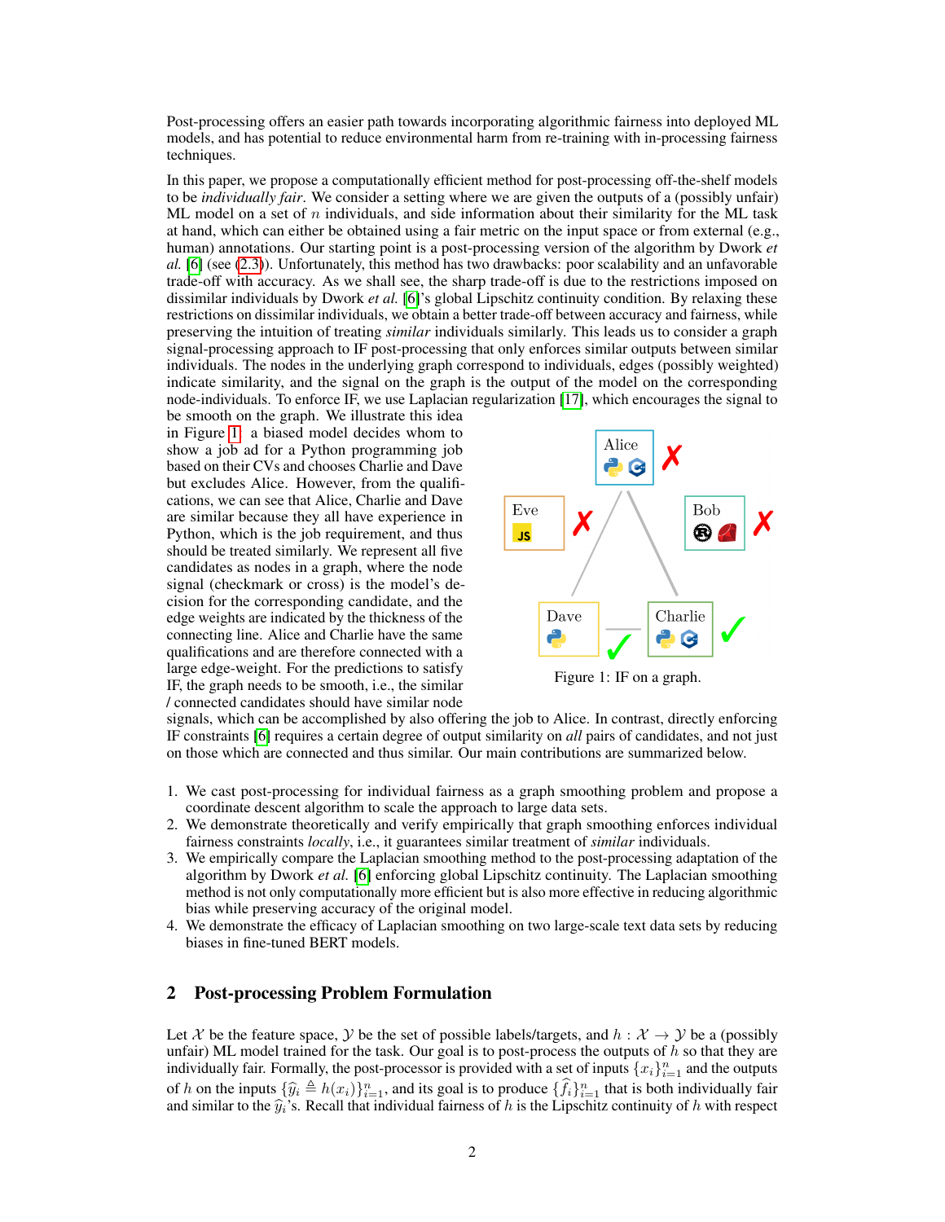Post-processing offers an easier path towards incorporating algorithmic fairness into deployed ML models, and has potential to reduce environmental harm from re-training with in-processing fairness techniques.

In this paper, we propose a computationally efficient method for post-processing off-the-shelf models to be *individually fair*. We consider a setting where we are given the outputs of a (possibly unfair) ML model on a set of $n$ individuals, and side information about their similarity for the ML task at hand, which can either be obtained using a fair metric on the input space or from external (e.g., human) annotations. Our starting point is a post-processing version of the algorithm by Dwork *et al.* [6] (see (2.3)). Unfortunately, this method has two drawbacks: poor scalability and an unfavorable trade-off with accuracy. As we shall see, the sharp trade-off is due to the restrictions imposed on dissimilar individuals by Dwork *et al.* [6]'s global Lipschitz continuity condition. By relaxing these restrictions on dissimilar individuals, we obtain a better trade-off between accuracy and fairness, while preserving the intuition of treating *similar* individuals similarly. This leads us to consider a graph signal-processing approach to IF post-processing that only enforces similar outputs between similar individuals. The nodes in the underlying graph correspond to individuals, edges (possibly weighted) indicate similarity, and the signal on the graph is the output of the model on the corresponding node-individuals. To enforce IF, we use Laplacian regularization [17], which encourages the signal to be smooth on the graph. We illustrate this idea in Figure 1: a biased model decides whom to show a job ad for a Python programming job based on their CVs and chooses Charlie and Dave but excludes Alice. However, from the qualifications, we can see that Alice, Charlie and Dave are similar because they all have experience in Python, which is the job requirement, and thus should be treated similarly. We represent all five candidates as nodes in a graph, where the node signal (checkmark or cross) is the model's decision for the corresponding candidate, and the edge weights are indicated by the thickness of the connecting line. Alice and Charlie have the same qualifications and are therefore connected with a large edge-weight. For the predictions to satisfy IF, the graph needs to be smooth, i.e., the similar / connected candidates should have similar node signals, which can be accomplished by also offering the job to Alice. In contrast, directly enforcing IF constraints [6] requires a certain degree of output similarity on *all* pairs of candidates, and not just on those which are connected and thus similar. Our main contributions are summarized below.

Figure 1: IF on a graph.

1. We cast post-processing for individual fairness as a graph smoothing problem and propose a coordinate descent algorithm to scale the approach to large data sets.
2. We demonstrate theoretically and verify empirically that graph smoothing enforces individual fairness constraints *locally*, i.e., it guarantees similar treatment of *similar* individuals.
3. We empirically compare the Laplacian smoothing method to the post-processing adaptation of the algorithm by Dwork *et al.* [6] enforcing global Lipschitz continuity. The Laplacian smoothing method is not only computationally more efficient but is also more effective in reducing algorithmic bias while preserving accuracy of the original model.
4. We demonstrate the efficacy of Laplacian smoothing on two large-scale text data sets by reducing biases in fine-tuned BERT models.

## 2 Post-processing Problem Formulation

Let $\mathcal{X}$ be the feature space, $\mathcal{Y}$ be the set of possible labels/targets, and $h : \mathcal{X} \to \mathcal{Y}$ be a (possibly unfair) ML model trained for the task. Our goal is to post-process the outputs of $h$ so that they are individually fair. Formally, the post-processor is provided with a set of inputs $\{x_i\}_{i=1}^n$ and the outputs of $h$ on the inputs $\{\widehat{y}_i \triangleq h(x_i)\}_{i=1}^n$, and its goal is to produce $\{\widehat{f}_i\}_{i=1}^n$ that is both individually fair and similar to the $\widehat{y}_i$'s. Recall that individual fairness of $h$ is the Lipschitz continuity of $h$ with respect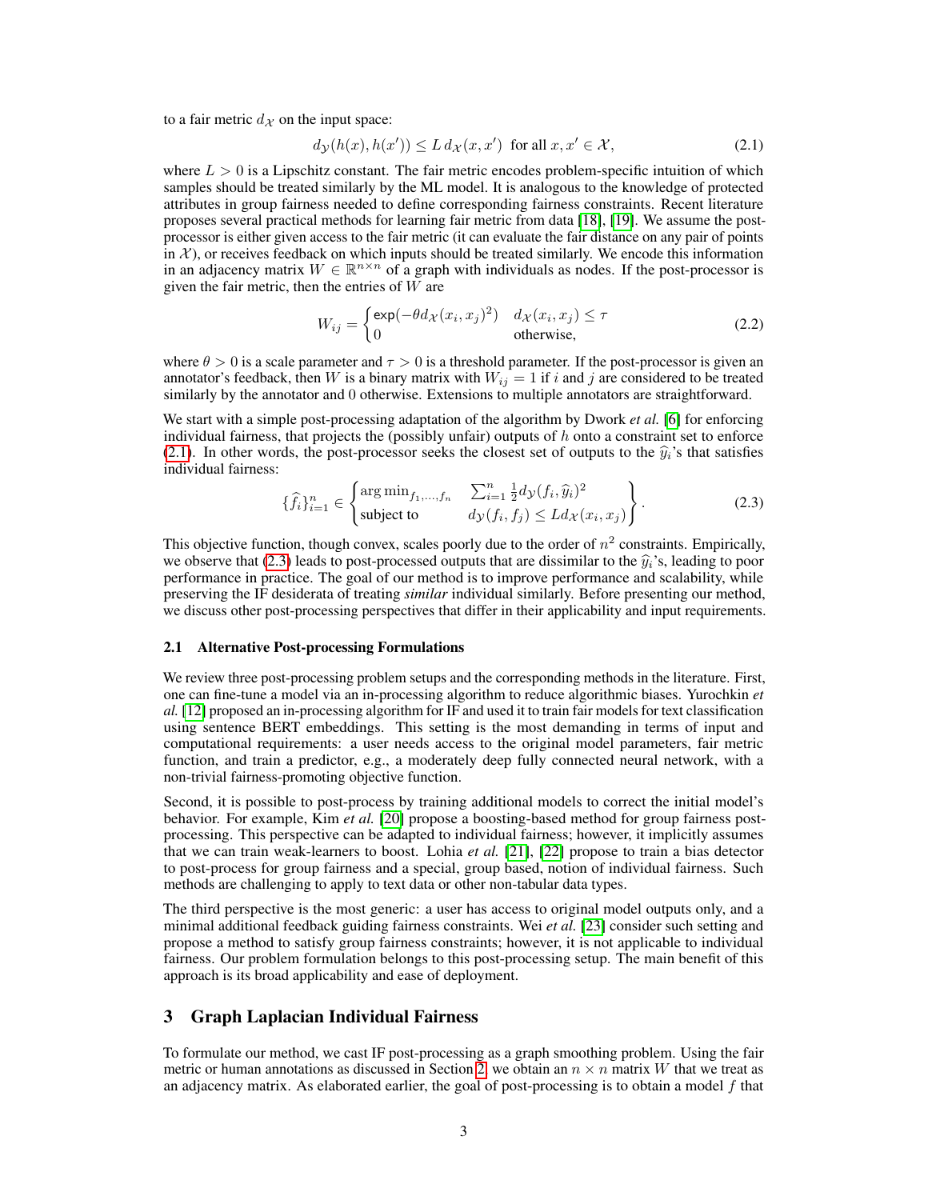to a fair metric $d_{\mathcal{X}}$ on the input space:

$$d_{\mathcal{Y}}(h(x), h(x')) \leq L\, d_{\mathcal{X}}(x, x') \text{ for all } x, x' \in \mathcal{X}, \tag{2.1}$$

where $L > 0$ is a Lipschitz constant. The fair metric encodes problem-specific intuition of which samples should be treated similarly by the ML model. It is analogous to the knowledge of protected attributes in group fairness needed to define corresponding fairness constraints. Recent literature proposes several practical methods for learning fair metric from data [18], [19]. We assume the post-processor is either given access to the fair metric (it can evaluate the fair distance on any pair of points in $\mathcal{X}$), or receives feedback on which inputs should be treated similarly. We encode this information in an adjacency matrix $W \in \mathbb{R}^{n \times n}$ of a graph with individuals as nodes. If the post-processor is given the fair metric, then the entries of $W$ are

$$W_{ij} = \begin{cases} \exp(-\theta d_{\mathcal{X}}(x_i, x_j)^2) & d_{\mathcal{X}}(x_i, x_j) \leq \tau \\ 0 & \text{otherwise,} \end{cases} \tag{2.2}$$

where $\theta > 0$ is a scale parameter and $\tau > 0$ is a threshold parameter. If the post-processor is given an annotator's feedback, then $W$ is a binary matrix with $W_{ij} = 1$ if $i$ and $j$ are considered to be treated similarly by the annotator and 0 otherwise. Extensions to multiple annotators are straightforward.

We start with a simple post-processing adaptation of the algorithm by Dwork *et al.* [6] for enforcing individual fairness, that projects the (possibly unfair) outputs of $h$ onto a constraint set to enforce (2.1). In other words, the post-processor seeks the closest set of outputs to the $\widehat{y}_i$'s that satisfies individual fairness:

$$\{\widehat{f}_i\}_{i=1}^n \in \begin{Bmatrix} \arg\min_{f_1, \ldots, f_n} & \sum_{i=1}^n \frac{1}{2} d_{\mathcal{Y}}(f_i, \widehat{y}_i)^2 \\ \text{subject to} & d_{\mathcal{Y}}(f_i, f_j) \leq L d_{\mathcal{X}}(x_i, x_j) \end{Bmatrix}. \tag{2.3}$$

This objective function, though convex, scales poorly due to the order of $n^2$ constraints. Empirically, we observe that (2.3) leads to post-processed outputs that are dissimilar to the $\widehat{y}_i$'s, leading to poor performance in practice. The goal of our method is to improve performance and scalability, while preserving the IF desiderata of treating *similar* individual similarly. Before presenting our method, we discuss other post-processing perspectives that differ in their applicability and input requirements.

### 2.1 Alternative Post-processing Formulations

We review three post-processing problem setups and the corresponding methods in the literature. First, one can fine-tune a model via an in-processing algorithm to reduce algorithmic biases. Yurochkin *et al.* [12] proposed an in-processing algorithm for IF and used it to train fair models for text classification using sentence BERT embeddings. This setting is the most demanding in terms of input and computational requirements: a user needs access to the original model parameters, fair metric function, and train a predictor, e.g., a moderately deep fully connected neural network, with a non-trivial fairness-promoting objective function.

Second, it is possible to post-process by training additional models to correct the initial model's behavior. For example, Kim *et al.* [20] propose a boosting-based method for group fairness post-processing. This perspective can be adapted to individual fairness; however, it implicitly assumes that we can train weak-learners to boost. Lohia *et al.* [21], [22] propose to train a bias detector to post-process for group fairness and a special, group based, notion of individual fairness. Such methods are challenging to apply to text data or other non-tabular data types.

The third perspective is the most generic: a user has access to original model outputs only, and a minimal additional feedback guiding fairness constraints. Wei *et al.* [23] consider such setting and propose a method to satisfy group fairness constraints; however, it is not applicable to individual fairness. Our problem formulation belongs to this post-processing setup. The main benefit of this approach is its broad applicability and ease of deployment.

## 3 Graph Laplacian Individual Fairness

To formulate our method, we cast IF post-processing as a graph smoothing problem. Using the fair metric or human annotations as discussed in Section 2, we obtain an $n \times n$ matrix $W$ that we treat as an adjacency matrix. As elaborated earlier, the goal of post-processing is to obtain a model $f$ that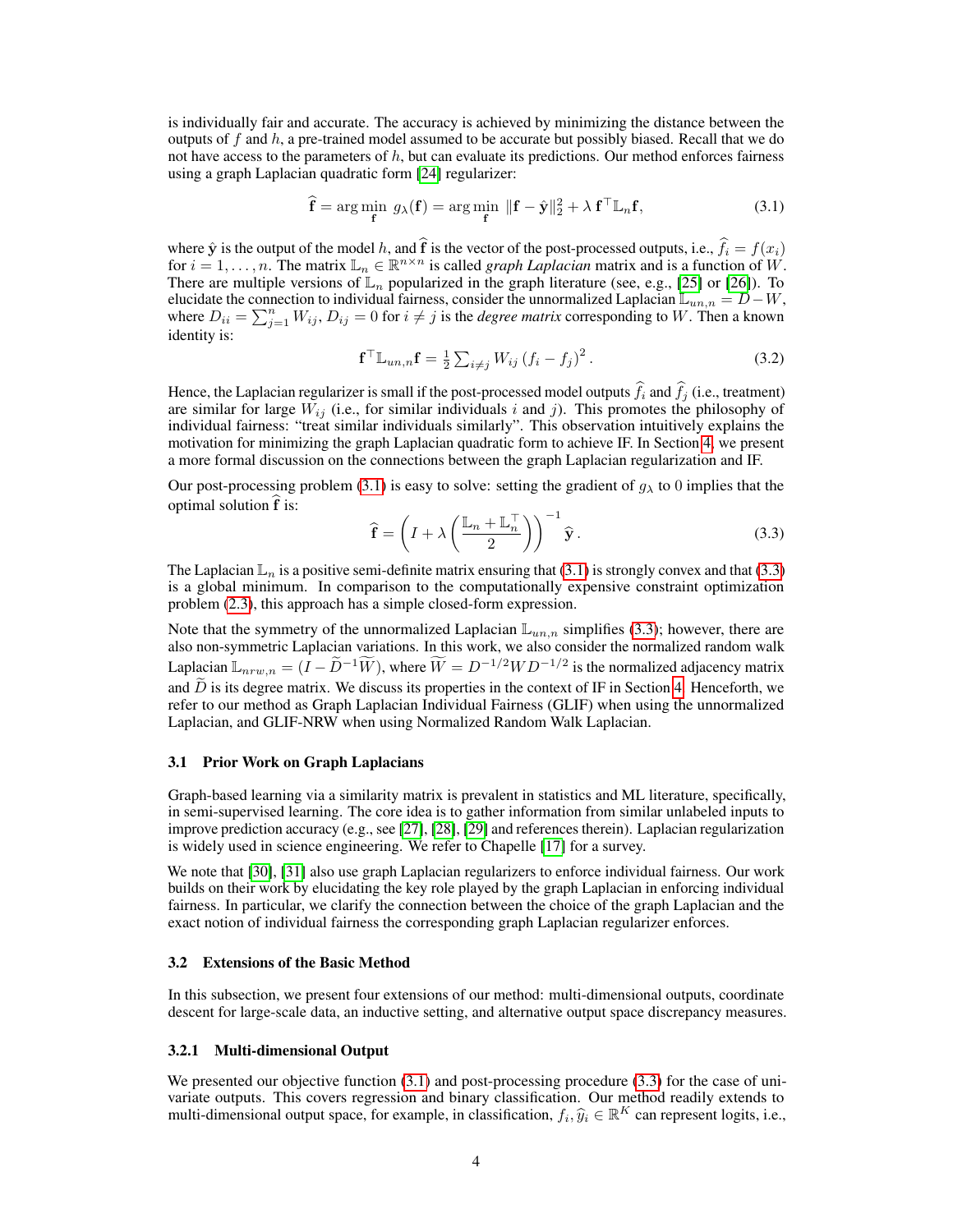is individually fair and accurate. The accuracy is achieved by minimizing the distance between the outputs of $f$ and $h$, a pre-trained model assumed to be accurate but possibly biased. Recall that we do not have access to the parameters of $h$, but can evaluate its predictions. Our method enforces fairness using a graph Laplacian quadratic form [24] regularizer:

$$\widehat{\mathbf{f}} = \arg\min_{\mathbf{f}} \; g_\lambda(\mathbf{f}) = \arg\min_{\mathbf{f}} \; \|\mathbf{f} - \hat{\mathbf{y}}\|_2^2 + \lambda \, \mathbf{f}^\top \mathbb{L}_n \mathbf{f}, \tag{3.1}$$

where $\hat{\mathbf{y}}$ is the output of the model $h$, and $\widehat{\mathbf{f}}$ is the vector of the post-processed outputs, i.e., $\widehat{f}_i = f(x_i)$ for $i = 1, \ldots, n$. The matrix $\mathbb{L}_n \in \mathbb{R}^{n \times n}$ is called *graph Laplacian* matrix and is a function of $W$. There are multiple versions of $\mathbb{L}_n$ popularized in the graph literature (see, e.g., [25] or [26]). To elucidate the connection to individual fairness, consider the unnormalized Laplacian $\mathbb{L}_{un,n} = D - W$, where $D_{ii} = \sum_{j=1}^n W_{ij}$, $D_{ij} = 0$ for $i \neq j$ is the *degree matrix* corresponding to $W$. Then a known identity is:

$$\mathbf{f}^\top \mathbb{L}_{un,n} \mathbf{f} = \tfrac{1}{2} \sum_{i \neq j} W_{ij} \left(f_i - f_j\right)^2. \tag{3.2}$$

Hence, the Laplacian regularizer is small if the post-processed model outputs $\widehat{f}_i$ and $\widehat{f}_j$ (i.e., treatment) are similar for large $W_{ij}$ (i.e., for similar individuals $i$ and $j$). This promotes the philosophy of individual fairness: "treat similar individuals similarly". This observation intuitively explains the motivation for minimizing the graph Laplacian quadratic form to achieve IF. In Section 4, we present a more formal discussion on the connections between the graph Laplacian regularization and IF.

Our post-processing problem (3.1) is easy to solve: setting the gradient of $g_\lambda$ to 0 implies that the optimal solution $\widehat{\mathbf{f}}$ is:

$$\widehat{\mathbf{f}} = \left(I + \lambda \left(\frac{\mathbb{L}_n + \mathbb{L}_n^\top}{2}\right)\right)^{-1} \widehat{\mathbf{y}}\,. \tag{3.3}$$

The Laplacian $\mathbb{L}_n$ is a positive semi-definite matrix ensuring that (3.1) is strongly convex and that (3.3) is a global minimum. In comparison to the computationally expensive constraint optimization problem (2.3), this approach has a simple closed-form expression.

Note that the symmetry of the unnormalized Laplacian $\mathbb{L}_{un,n}$ simplifies (3.3); however, there are also non-symmetric Laplacian variations. In this work, we also consider the normalized random walk Laplacian $\mathbb{L}_{nrw,n} = (I - \widetilde{D}^{-1}\widetilde{W})$, where $\widetilde{W} = D^{-1/2} W D^{-1/2}$ is the normalized adjacency matrix and $\widetilde{D}$ is its degree matrix. We discuss its properties in the context of IF in Section 4. Henceforth, we refer to our method as Graph Laplacian Individual Fairness (GLIF) when using the unnormalized Laplacian, and GLIF-NRW when using Normalized Random Walk Laplacian.

### 3.1 Prior Work on Graph Laplacians

Graph-based learning via a similarity matrix is prevalent in statistics and ML literature, specifically, in semi-supervised learning. The core idea is to gather information from similar unlabeled inputs to improve prediction accuracy (e.g., see [27], [28], [29] and references therein). Laplacian regularization is widely used in science engineering. We refer to Chapelle [17] for a survey.

We note that [30], [31] also use graph Laplacian regularizers to enforce individual fairness. Our work builds on their work by elucidating the key role played by the graph Laplacian in enforcing individual fairness. In particular, we clarify the connection between the choice of the graph Laplacian and the exact notion of individual fairness the corresponding graph Laplacian regularizer enforces.

### 3.2 Extensions of the Basic Method

In this subsection, we present four extensions of our method: multi-dimensional outputs, coordinate descent for large-scale data, an inductive setting, and alternative output space discrepancy measures.

#### 3.2.1 Multi-dimensional Output

We presented our objective function (3.1) and post-processing procedure (3.3) for the case of univariate outputs. This covers regression and binary classification. Our method readily extends to multi-dimensional output space, for example, in classification, $f_i, \widehat{y}_i \in \mathbb{R}^K$ can represent logits, i.e.,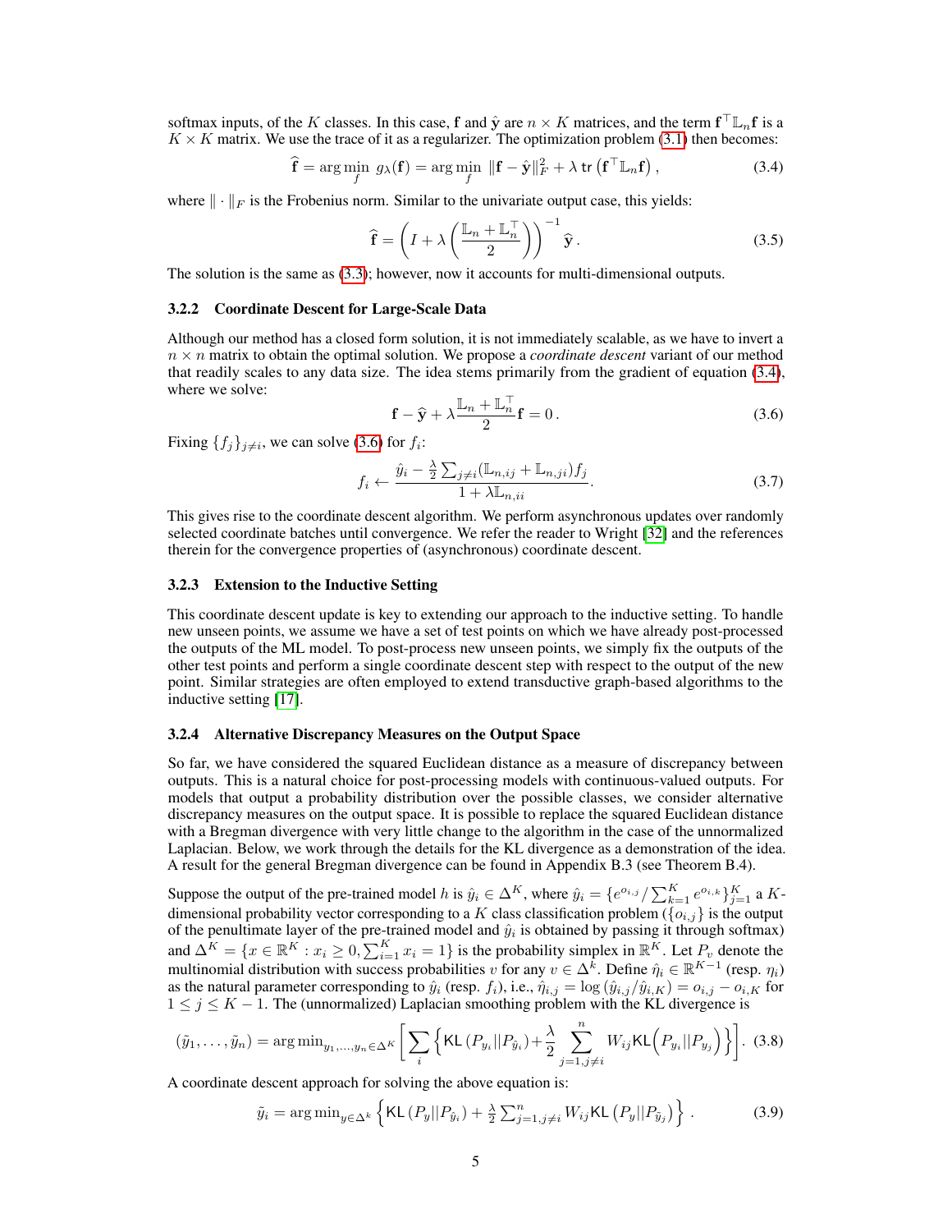softmax inputs, of the $K$ classes. In this case, $\mathbf{f}$ and $\hat{\mathbf{y}}$ are $n \times K$ matrices, and the term $\mathbf{f}^\top \mathbb{L}_n \mathbf{f}$ is a $K \times K$ matrix. We use the trace of it as a regularizer. The optimization problem (3.1) then becomes:

$$\widehat{\mathbf{f}} = \arg\min_{f} \; g_\lambda(\mathbf{f}) = \arg\min_{f} \; \|\mathbf{f} - \hat{\mathbf{y}}\|_F^2 + \lambda \, \mathsf{tr}\left(\mathbf{f}^\top \mathbb{L}_n \mathbf{f}\right), \tag{3.4}$$

where $\|\cdot\|_F$ is the Frobenius norm. Similar to the univariate output case, this yields:

$$\widehat{\mathbf{f}} = \left(I + \lambda\left(\frac{\mathbb{L}_n + \mathbb{L}_n^\top}{2}\right)\right)^{-1} \widehat{\mathbf{y}}\,. \tag{3.5}$$

The solution is the same as (3.3); however, now it accounts for multi-dimensional outputs.

### 3.2.2 Coordinate Descent for Large-Scale Data

Although our method has a closed form solution, it is not immediately scalable, as we have to invert a $n \times n$ matrix to obtain the optimal solution. We propose a *coordinate descent* variant of our method that readily scales to any data size. The idea stems primarily from the gradient of equation (3.4), where we solve:

$$\mathbf{f} - \widehat{\mathbf{y}} + \lambda \frac{\mathbb{L}_n + \mathbb{L}_n^\top}{2} \mathbf{f} = 0\,. \tag{3.6}$$

Fixing $\{f_j\}_{j \neq i}$, we can solve (3.6) for $f_i$:

$$f_i \leftarrow \frac{\hat{y}_i - \frac{\lambda}{2}\sum_{j \neq i}(\mathbb{L}_{n,ij} + \mathbb{L}_{n,ji}) f_j}{1 + \lambda \mathbb{L}_{n,ii}}. \tag{3.7}$$

This gives rise to the coordinate descent algorithm. We perform asynchronous updates over randomly selected coordinate batches until convergence. We refer the reader to Wright [32] and the references therein for the convergence properties of (asynchronous) coordinate descent.

### 3.2.3 Extension to the Inductive Setting

This coordinate descent update is key to extending our approach to the inductive setting. To handle new unseen points, we assume we have a set of test points on which we have already post-processed the outputs of the ML model. To post-process new unseen points, we simply fix the outputs of the other test points and perform a single coordinate descent step with respect to the output of the new point. Similar strategies are often employed to extend transductive graph-based algorithms to the inductive setting [17].

### 3.2.4 Alternative Discrepancy Measures on the Output Space

So far, we have considered the squared Euclidean distance as a measure of discrepancy between outputs. This is a natural choice for post-processing models with continuous-valued outputs. For models that output a probability distribution over the possible classes, we consider alternative discrepancy measures on the output space. It is possible to replace the squared Euclidean distance with a Bregman divergence with very little change to the algorithm in the case of the unnormalized Laplacian. Below, we work through the details for the KL divergence as a demonstration of the idea. A result for the general Bregman divergence can be found in Appendix B.3 (see Theorem B.4).

Suppose the output of the pre-trained model $h$ is $\hat{y}_i \in \Delta^K$, where $\hat{y}_i = \{e^{o_{i,j}} / \sum_{k=1}^K e^{o_{i,k}}\}_{j=1}^K$ a $K$-dimensional probability vector corresponding to a $K$ class classification problem ($\{o_{i,j}\}$ is the output of the penultimate layer of the pre-trained model and $\hat{y}_i$ is obtained by passing it through softmax) and $\Delta^K = \{x \in \mathbb{R}^K : x_i \geq 0, \sum_{i=1}^K x_i = 1\}$ is the probability simplex in $\mathbb{R}^K$. Let $P_v$ denote the multinomial distribution with success probabilities $v$ for any $v \in \Delta^k$. Define $\hat{\eta}_i \in \mathbb{R}^{K-1}$ (resp. $\eta_i$) as the natural parameter corresponding to $\hat{y}_i$ (resp. $f_i$), i.e., $\hat{\eta}_{i,j} = \log(\hat{y}_{i,j}/\hat{y}_{i,K}) = o_{i,j} - o_{i,K}$ for $1 \leq j \leq K-1$. The (unnormalized) Laplacian smoothing problem with the KL divergence is

$$(\tilde{y}_1, \ldots, \tilde{y}_n) = \arg\min_{y_1, \ldots, y_n \in \Delta^K} \left[\sum_i \left\{\mathsf{KL}\left(P_{y_i} || P_{\hat{y}_i}\right) + \frac{\lambda}{2} \sum_{j=1, j \neq i}^n W_{ij} \mathsf{KL}\Big(P_{y_i} || P_{y_j}\Big)\right\}\right]. \tag{3.8}$$

A coordinate descent approach for solving the above equation is:

$$\tilde{y}_i = \arg\min_{y \in \Delta^k} \left\{\mathsf{KL}\left(P_y || P_{\hat{y}_i}\right) + \tfrac{\lambda}{2}\sum_{j=1, j \neq i}^n W_{ij} \mathsf{KL}\left(P_y || P_{\tilde{y}_j}\right)\right\}. \tag{3.9}$$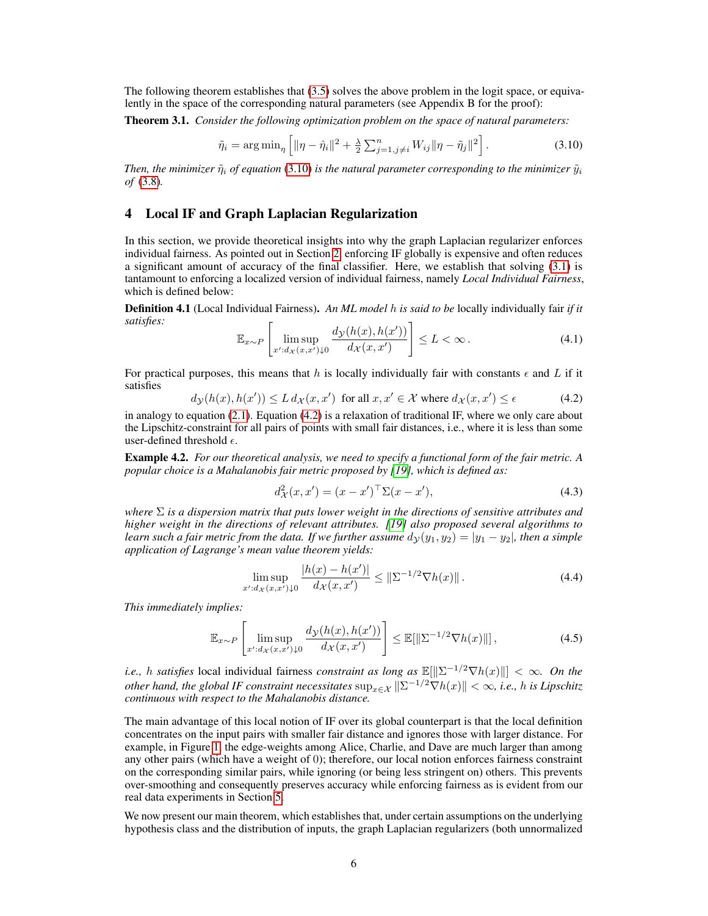The following theorem establishes that (3.5) solves the above problem in the logit space, or equivalently in the space of the corresponding natural parameters (see Appendix B for the proof):

**Theorem 3.1.** *Consider the following optimization problem on the space of natural parameters:*

$$\tilde{\eta}_i = \arg\min_{\eta} \left[ \|\eta - \hat{\eta}_i\|^2 + \tfrac{\lambda}{2} \textstyle\sum_{j=1, j\neq i}^{n} W_{ij} \|\eta - \tilde{\eta}_j\|^2 \right]. \tag{3.10}$$

*Then, the minimizer $\tilde{\eta}_i$ of equation (3.10) is the natural parameter corresponding to the minimizer $\tilde{y}_i$ of (3.8).*

## 4 Local IF and Graph Laplacian Regularization

In this section, we provide theoretical insights into why the graph Laplacian regularizer enforces individual fairness. As pointed out in Section 2, enforcing IF globally is expensive and often reduces a significant amount of accuracy of the final classifier. Here, we establish that solving (3.1) is tantamount to enforcing a localized version of individual fairness, namely *Local Individual Fairness*, which is defined below:

**Definition 4.1** (Local Individual Fairness). *An ML model $h$ is said to be* locally individually fair *if it satisfies:*

$$\mathbb{E}_{x \sim P}\left[ \limsup_{x' : d_{\mathcal{X}}(x, x') \downarrow 0} \frac{d_{\mathcal{Y}}(h(x), h(x'))}{d_{\mathcal{X}}(x, x')} \right] \leq L < \infty \,. \tag{4.1}$$

For practical purposes, this means that $h$ is locally individually fair with constants $\epsilon$ and $L$ if it satisfies

$$d_{\mathcal{Y}}(h(x), h(x')) \leq L\, d_{\mathcal{X}}(x, x') \;\text{ for all } x, x' \in \mathcal{X} \text{ where } d_{\mathcal{X}}(x, x') \leq \epsilon \tag{4.2}$$

in analogy to equation (2.1). Equation (4.2) is a relaxation of traditional IF, where we only care about the Lipschitz-constraint for all pairs of points with small fair distances, i.e., where it is less than some user-defined threshold $\epsilon$.

**Example 4.2.** *For our theoretical analysis, we need to specify a functional form of the fair metric. A popular choice is a Mahalanobis fair metric proposed by [19], which is defined as:*

$$d_{\mathcal{X}}^2(x, x') = (x - x')^\top \Sigma (x - x'), \tag{4.3}$$

*where $\Sigma$ is a dispersion matrix that puts lower weight in the directions of sensitive attributes and higher weight in the directions of relevant attributes. [19] also proposed several algorithms to learn such a fair metric from the data. If we further assume $d_{\mathcal{Y}}(y_1, y_2) = |y_1 - y_2|$, then a simple application of Lagrange's mean value theorem yields:*

$$\limsup_{x' : d_{\mathcal{X}}(x, x') \downarrow 0} \frac{|h(x) - h(x')|}{d_{\mathcal{X}}(x, x')} \leq \|\Sigma^{-1/2} \nabla h(x)\| \,. \tag{4.4}$$

*This immediately implies:*

$$\mathbb{E}_{x \sim P}\left[ \limsup_{x' : d_{\mathcal{X}}(x, x') \downarrow 0} \frac{d_{\mathcal{Y}}(h(x), h(x'))}{d_{\mathcal{X}}(x, x')} \right] \leq \mathbb{E}[\|\Sigma^{-1/2} \nabla h(x)\|] \,, \tag{4.5}$$

*i.e., $h$ satisfies* local individual fairness *constraint as long as $\mathbb{E}[\|\Sigma^{-1/2}\nabla h(x)\|] < \infty$. On the other hand, the global IF constraint necessitates $\sup_{x \in \mathcal{X}} \|\Sigma^{-1/2} \nabla h(x)\| < \infty$, i.e., $h$ is Lipschitz continuous with respect to the Mahalanobis distance.*

The main advantage of this local notion of IF over its global counterpart is that the local definition concentrates on the input pairs with smaller fair distance and ignores those with larger distance. For example, in Figure 1, the edge-weights among Alice, Charlie, and Dave are much larger than among any other pairs (which have a weight of 0); therefore, our local notion enforces fairness constraint on the corresponding similar pairs, while ignoring (or being less stringent on) others. This prevents over-smoothing and consequently preserves accuracy while enforcing fairness as is evident from our real data experiments in Section 5.

We now present our main theorem, which establishes that, under certain assumptions on the underlying hypothesis class and the distribution of inputs, the graph Laplacian regularizers (both unnormalized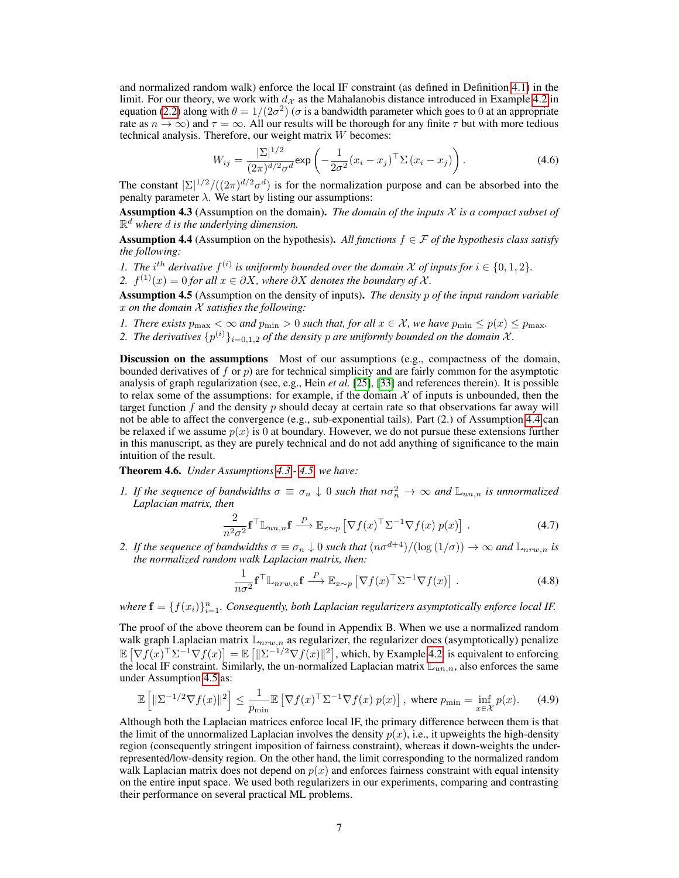and normalized random walk) enforce the local IF constraint (as defined in Definition 4.1) in the limit. For our theory, we work with $d_{\mathcal{X}}$ as the Mahalanobis distance introduced in Example 4.2 in equation (2.2) along with $\theta = 1/(2\sigma^2)$ ($\sigma$ is a bandwidth parameter which goes to 0 at an appropriate rate as $n \to \infty$) and $\tau = \infty$. All our results will be thorough for any finite $\tau$ but with more tedious technical analysis. Therefore, our weight matrix $W$ becomes:

$$W_{ij} = \frac{|\Sigma|^{1/2}}{(2\pi)^{d/2}\sigma^d} \exp\left(-\frac{1}{2\sigma^2}(x_i - x_j)^\top \Sigma \,(x_i - x_j)\right). \tag{4.6}$$

The constant $|\Sigma|^{1/2}/((2\pi)^{d/2}\sigma^d)$ is for the normalization purpose and can be absorbed into the penalty parameter $\lambda$. We start by listing our assumptions:

**Assumption 4.3** (Assumption on the domain)**.** *The domain of the inputs $\mathcal{X}$ is a compact subset of $\mathbb{R}^d$ where $d$ is the underlying dimension.*

**Assumption 4.4** (Assumption on the hypothesis)**.** *All functions $f \in \mathcal{F}$ of the hypothesis class satisfy the following:*

1. *The $i^{th}$ derivative $f^{(i)}$ is uniformly bounded over the domain $\mathcal{X}$ of inputs for $i \in \{0, 1, 2\}$.*
2. *$f^{(1)}(x) = 0$ for all $x \in \partial X$, where $\partial X$ denotes the boundary of $\mathcal{X}$.*

**Assumption 4.5** (Assumption on the density of inputs)**.** *The density $p$ of the input random variable $x$ on the domain $\mathcal{X}$ satisfies the following:*

1. *There exists $p_{\max} < \infty$ and $p_{\min} > 0$ such that, for all $x \in \mathcal{X}$, we have $p_{\min} \le p(x) \le p_{\max}$.*
2. *The derivatives $\{p^{(i)}\}_{i=0,1,2}$ of the density $p$ are uniformly bounded on the domain $\mathcal{X}$.*

**Discussion on the assumptions** Most of our assumptions (e.g., compactness of the domain, bounded derivatives of $f$ or $p$) are for technical simplicity and are fairly common for the asymptotic analysis of graph regularization (see, e.g., Hein *et al.* [25], [33] and references therein). It is possible to relax some of the assumptions: for example, if the domain $\mathcal{X}$ of inputs is unbounded, then the target function $f$ and the density $p$ should decay at certain rate so that observations far away will not be able to affect the convergence (e.g., sub-exponential tails). Part (2.) of Assumption 4.4 can be relaxed if we assume $p(x)$ is 0 at boundary. However, we do not pursue these extensions further in this manuscript, as they are purely technical and do not add anything of significance to the main intuition of the result.

**Theorem 4.6.** *Under Assumptions 4.3 - 4.5 we have:*

1. *If the sequence of bandwidths $\sigma \equiv \sigma_n \downarrow 0$ such that $n\sigma_n^2 \to \infty$ and $\mathbb{L}_{un,n}$ is unnormalized Laplacian matrix, then*
$$\frac{2}{n^2\sigma^2}\mathbf{f}^\top \mathbb{L}_{un,n}\mathbf{f} \xrightarrow{P} \mathbb{E}_{x\sim p}\left[\nabla f(x)^\top \Sigma^{-1} \nabla f(x)\, p(x)\right] . \tag{4.7}$$
2. *If the sequence of bandwidths $\sigma \equiv \sigma_n \downarrow 0$ such that $(n\sigma^{d+4})/(\log(1/\sigma)) \to \infty$ and $\mathbb{L}_{nrw,n}$ is the normalized random walk Laplacian matrix, then:*
$$\frac{1}{n\sigma^2}\mathbf{f}^\top \mathbb{L}_{nrw,n}\mathbf{f} \xrightarrow{P} \mathbb{E}_{x\sim p}\left[\nabla f(x)^\top \Sigma^{-1} \nabla f(x)\right] . \tag{4.8}$$

*where $\mathbf{f} = \{f(x_i)\}_{i=1}^n$. Consequently, both Laplacian regularizers asymptotically enforce local IF.*

The proof of the above theorem can be found in Appendix B. When we use a normalized random walk graph Laplacian matrix $\mathbb{L}_{nrw,n}$ as regularizer, the regularizer does (asymptotically) penalize $\mathbb{E}\left[\nabla f(x)^\top \Sigma^{-1} \nabla f(x)\right] = \mathbb{E}\left[\|\Sigma^{-1/2}\nabla f(x)\|^2\right]$, which, by Example 4.2, is equivalent to enforcing the local IF constraint. Similarly, the un-normalized Laplacian matrix $\mathbb{L}_{un,n}$, also enforces the same under Assumption 4.5 as:

$$\mathbb{E}\left[\|\Sigma^{-1/2}\nabla f(x)\|^2\right] \le \frac{1}{p_{\min}}\mathbb{E}\left[\nabla f(x)^\top \Sigma^{-1} \nabla f(x)\, p(x)\right] , \text{ where } p_{\min} = \inf_{x\in\mathcal{X}} p(x). \tag{4.9}$$

Although both the Laplacian matrices enforce local IF, the primary difference between them is that the limit of the unnormalized Laplacian involves the density $p(x)$, i.e., it upweights the high-density region (consequently stringent imposition of fairness constraint), whereas it down-weights the under-represented/low-density region. On the other hand, the limit corresponding to the normalized random walk Laplacian matrix does not depend on $p(x)$ and enforces fairness constraint with equal intensity on the entire input space. We used both regularizers in our experiments, comparing and contrasting their performance on several practical ML problems.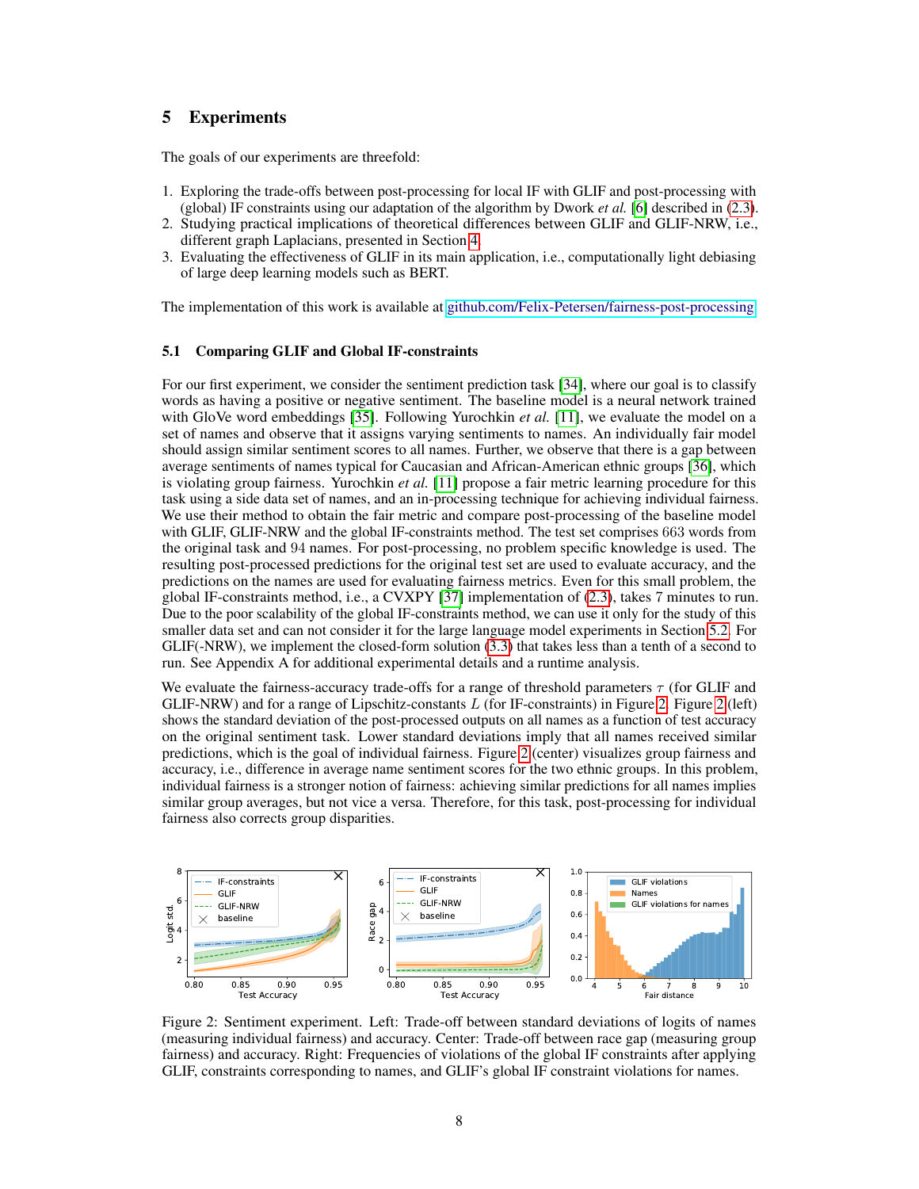# 5 Experiments

The goals of our experiments are threefold:

1. Exploring the trade-offs between post-processing for local IF with GLIF and post-processing with (global) IF constraints using our adaptation of the algorithm by Dwork *et al.* [6] described in (2.3).
2. Studying practical implications of theoretical differences between GLIF and GLIF-NRW, i.e., different graph Laplacians, presented in Section 4.
3. Evaluating the effectiveness of GLIF in its main application, i.e., computationally light debiasing of large deep learning models such as BERT.

The implementation of this work is available at github.com/Felix-Petersen/fairness-post-processing.

## 5.1 Comparing GLIF and Global IF-constraints

For our first experiment, we consider the sentiment prediction task [34], where our goal is to classify words as having a positive or negative sentiment. The baseline model is a neural network trained with GloVe word embeddings [35]. Following Yurochkin *et al.* [11], we evaluate the model on a set of names and observe that it assigns varying sentiments to names. An individually fair model should assign similar sentiment scores to all names. Further, we observe that there is a gap between average sentiments of names typical for Caucasian and African-American ethnic groups [36], which is violating group fairness. Yurochkin *et al.* [11] propose a fair metric learning procedure for this task using a side data set of names, and an in-processing technique for achieving individual fairness. We use their method to obtain the fair metric and compare post-processing of the baseline model with GLIF, GLIF-NRW and the global IF-constraints method. The test set comprises $663$ words from the original task and $94$ names. For post-processing, no problem specific knowledge is used. The resulting post-processed predictions for the original test set are used to evaluate accuracy, and the predictions on the names are used for evaluating fairness metrics. Even for this small problem, the global IF-constraints method, i.e., a CVXPY [37] implementation of (2.3), takes 7 minutes to run. Due to the poor scalability of the global IF-constraints method, we can use it only for the study of this smaller data set and can not consider it for the large language model experiments in Section 5.2. For GLIF(-NRW), we implement the closed-form solution (3.3) that takes less than a tenth of a second to run. See Appendix A for additional experimental details and a runtime analysis.

We evaluate the fairness-accuracy trade-offs for a range of threshold parameters $\tau$ (for GLIF and GLIF-NRW) and for a range of Lipschitz-constants $L$ (for IF-constraints) in Figure 2. Figure 2 (left) shows the standard deviation of the post-processed outputs on all names as a function of test accuracy on the original sentiment task. Lower standard deviations imply that all names received similar predictions, which is the goal of individual fairness. Figure 2 (center) visualizes group fairness and accuracy, i.e., difference in average name sentiment scores for the two ethnic groups. In this problem, individual fairness is a stronger notion of fairness: achieving similar predictions for all names implies similar group averages, but not vice a versa. Therefore, for this task, post-processing for individual fairness also corrects group disparities.

Figure 2: Sentiment experiment. Left: Trade-off between standard deviations of logits of names (measuring individual fairness) and accuracy. Center: Trade-off between race gap (measuring group fairness) and accuracy. Right: Frequencies of violations of the global IF constraints after applying GLIF, constraints corresponding to names, and GLIF's global IF constraint violations for names.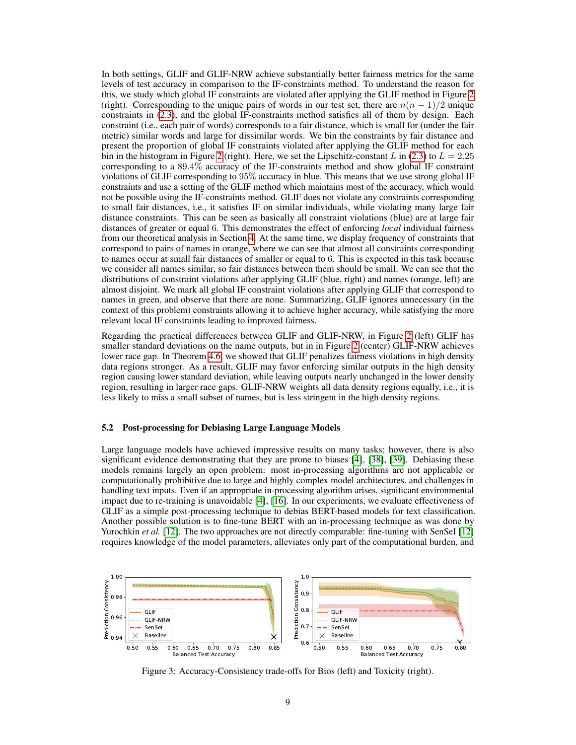In both settings, GLIF and GLIF-NRW achieve substantially better fairness metrics for the same levels of test accuracy in comparison to the IF-constraints method. To understand the reason for this, we study which global IF constraints are violated after applying the GLIF method in Figure 2 (right). Corresponding to the unique pairs of words in our test set, there are $n(n-1)/2$ unique constraints in (2.3), and the global IF-constraints method satisfies all of them by design. Each constraint (i.e., each pair of words) corresponds to a fair distance, which is small for (under the fair metric) similar words and large for dissimilar words. We bin the constraints by fair distance and present the proportion of global IF constraints violated after applying the GLIF method for each bin in the histogram in Figure 2 (right). Here, we set the Lipschitz-constant $L$ in (2.3) to $L = 2.25$ corresponding to a $89.4\%$ accuracy of the IF-constraints method and show global IF constraint violations of GLIF corresponding to $95\%$ accuracy in blue. This means that we use strong global IF constraints and use a setting of the GLIF method which maintains most of the accuracy, which would not be possible using the IF-constraints method. GLIF does not violate any constraints corresponding to small fair distances, i.e., it satisfies IF on similar individuals, while violating many large fair distance constraints. This can be seen as basically all constraint violations (blue) are at large fair distances of greater or equal 6. This demonstrates the effect of enforcing *local* individual fairness from our theoretical analysis in Section 4. At the same time, we display frequency of constraints that correspond to pairs of names in orange, where we can see that almost all constraints corresponding to names occur at small fair distances of smaller or equal to 6. This is expected in this task because we consider all names similar, so fair distances between them should be small. We can see that the distributions of constraint violations after applying GLIF (blue, right) and names (orange, left) are almost disjoint. We mark all global IF constraint violations after applying GLIF that correspond to names in green, and observe that there are none. Summarizing, GLIF ignores unnecessary (in the context of this problem) constraints allowing it to achieve higher accuracy, while satisfying the more relevant local IF constraints leading to improved fairness.

Regarding the practical differences between GLIF and GLIF-NRW, in Figure 2 (left) GLIF has smaller standard deviations on the name outputs, but in Figure 2 (center) GLIF-NRW achieves lower race gap. In Theorem 4.6 we showed that GLIF penalizes fairness violations in high density data regions stronger. As a result, GLIF may favor enforcing similar outputs in the high density region causing lower standard deviation, while leaving outputs nearly unchanged in the lower density region, resulting in larger race gaps. GLIF-NRW weights all data density regions equally, i.e., it is less likely to miss a small subset of names, but is less stringent in the high density regions.

### 5.2 Post-processing for Debiasing Large Language Models

Large language models have achieved impressive results on many tasks; however, there is also significant evidence demonstrating that they are prone to biases [4], [38], [39]. Debiasing these models remains largely an open problem: most in-processing algorithms are not applicable or computationally prohibitive due to large and highly complex model architectures, and challenges in handling text inputs. Even if an appropriate in-processing algorithm arises, significant environmental impact due to re-training is unavoidable [4], [16]. In our experiments, we evaluate effectiveness of GLIF as a simple post-processing technique to debias BERT-based models for text classification. Another possible solution is to fine-tune BERT with an in-processing technique as was done by Yurochkin *et al.* [12]. The two approaches are not directly comparable: fine-tuning with SenSeI [12] requires knowledge of the model parameters, alleviates only part of the computational burden, and

Figure 3: Accuracy-Consistency trade-offs for Bios (left) and Toxicity (right).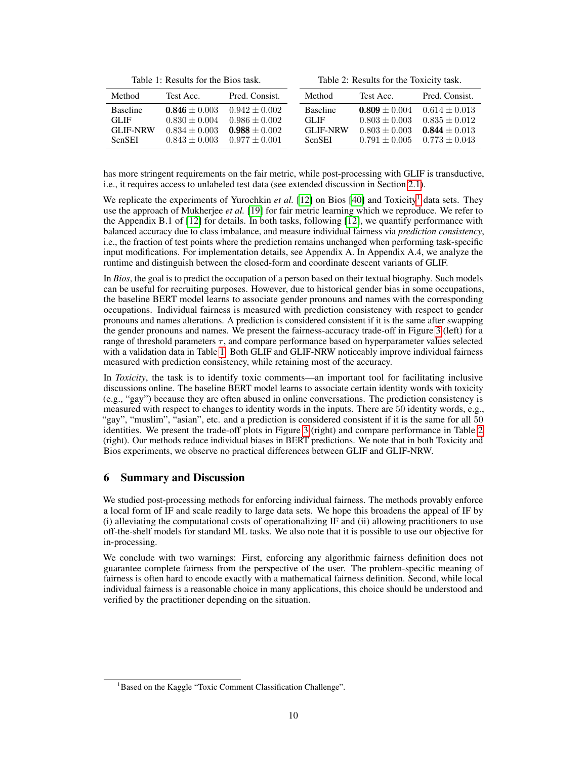Table 1: Results for the Bios task.

| Method | Test Acc. | Pred. Consist. |
|---|---|---|
| Baseline | $\mathbf{0.846} \pm 0.003$ | $0.942 \pm 0.002$ |
| GLIF | $0.830 \pm 0.004$ | $0.986 \pm 0.002$ |
| GLIF-NRW | $0.834 \pm 0.003$ | $\mathbf{0.988} \pm 0.002$ |
| SenSEI | $0.843 \pm 0.003$ | $0.977 \pm 0.001$ |

Table 2: Results for the Toxicity task.

| Method | Test Acc. | Pred. Consist. |
|---|---|---|
| Baseline | $\mathbf{0.809} \pm 0.004$ | $0.614 \pm 0.013$ |
| GLIF | $0.803 \pm 0.003$ | $0.835 \pm 0.012$ |
| GLIF-NRW | $0.803 \pm 0.003$ | $\mathbf{0.844} \pm 0.013$ |
| SenSEI | $0.791 \pm 0.005$ | $0.773 \pm 0.043$ |

has more stringent requirements on the fair metric, while post-processing with GLIF is transductive, i.e., it requires access to unlabeled test data (see extended discussion in Section 2.1).

We replicate the experiments of Yurochkin *et al.* [12] on Bios [40] and Toxicity[1] data sets. They use the approach of Mukherjee *et al.* [19] for fair metric learning which we reproduce. We refer to the Appendix B.1 of [12] for details. In both tasks, following [12], we quantify performance with balanced accuracy due to class imbalance, and measure individual fairness via *prediction consistency*, i.e., the fraction of test points where the prediction remains unchanged when performing task-specific input modifications. For implementation details, see Appendix A. In Appendix A.4, we analyze the runtime and distinguish between the closed-form and coordinate descent variants of GLIF.

In *Bios*, the goal is to predict the occupation of a person based on their textual biography. Such models can be useful for recruiting purposes. However, due to historical gender bias in some occupations, the baseline BERT model learns to associate gender pronouns and names with the corresponding occupations. Individual fairness is measured with prediction consistency with respect to gender pronouns and names alterations. A prediction is considered consistent if it is the same after swapping the gender pronouns and names. We present the fairness-accuracy trade-off in Figure 3 (left) for a range of threshold parameters $\tau$, and compare performance based on hyperparameter values selected with a validation data in Table 1. Both GLIF and GLIF-NRW noticeably improve individual fairness measured with prediction consistency, while retaining most of the accuracy.

In *Toxicity*, the task is to identify toxic comments—an important tool for facilitating inclusive discussions online. The baseline BERT model learns to associate certain identity words with toxicity (e.g., "gay") because they are often abused in online conversations. The prediction consistency is measured with respect to changes to identity words in the inputs. There are 50 identity words, e.g., "gay", "muslim", "asian", etc. and a prediction is considered consistent if it is the same for all 50 identities. We present the trade-off plots in Figure 3 (right) and compare performance in Table 2 (right). Our methods reduce individual biases in BERT predictions. We note that in both Toxicity and Bios experiments, we observe no practical differences between GLIF and GLIF-NRW.

## 6 Summary and Discussion

We studied post-processing methods for enforcing individual fairness. The methods provably enforce a local form of IF and scale readily to large data sets. We hope this broadens the appeal of IF by (i) alleviating the computational costs of operationalizing IF and (ii) allowing practitioners to use off-the-shelf models for standard ML tasks. We also note that it is possible to use our objective for in-processing.

We conclude with two warnings: First, enforcing any algorithmic fairness definition does not guarantee complete fairness from the perspective of the user. The problem-specific meaning of fairness is often hard to encode exactly with a mathematical fairness definition. Second, while local individual fairness is a reasonable choice in many applications, this choice should be understood and verified by the practitioner depending on the situation.

[1] Based on the Kaggle "Toxic Comment Classification Challenge".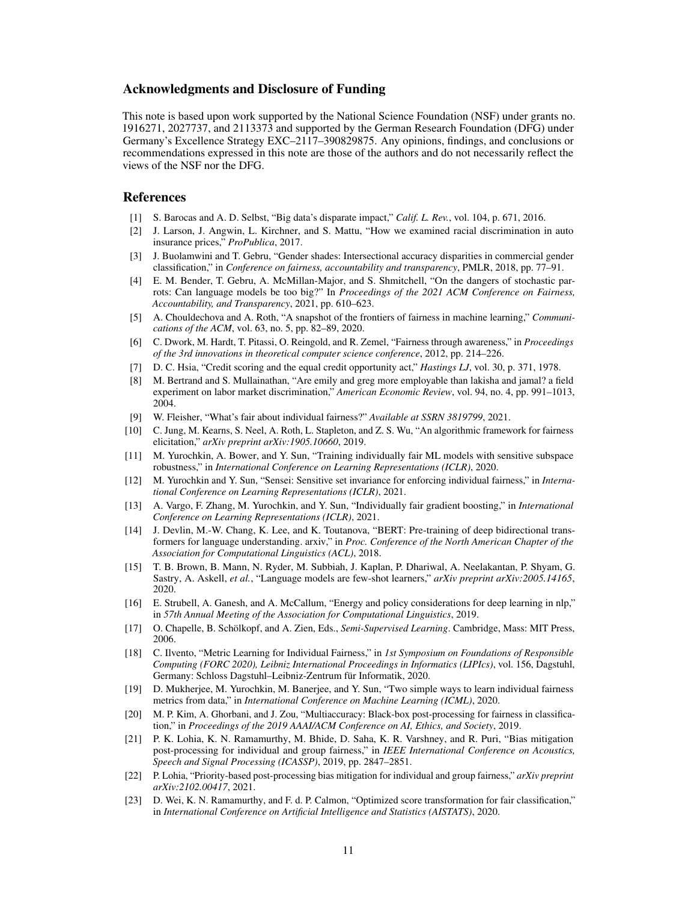## Acknowledgments and Disclosure of Funding

This note is based upon work supported by the National Science Foundation (NSF) under grants no. 1916271, 2027737, and 2113373 and supported by the German Research Foundation (DFG) under Germany's Excellence Strategy EXC–2117–390829875. Any opinions, findings, and conclusions or recommendations expressed in this note are those of the authors and do not necessarily reflect the views of the NSF nor the DFG.

## References

[1] S. Barocas and A. D. Selbst, "Big data's disparate impact," *Calif. L. Rev.*, vol. 104, p. 671, 2016.

[2] J. Larson, J. Angwin, L. Kirchner, and S. Mattu, "How we examined racial discrimination in auto insurance prices," *ProPublica*, 2017.

[3] J. Buolamwini and T. Gebru, "Gender shades: Intersectional accuracy disparities in commercial gender classification," in *Conference on fairness, accountability and transparency*, PMLR, 2018, pp. 77–91.

[4] E. M. Bender, T. Gebru, A. McMillan-Major, and S. Shmitchell, "On the dangers of stochastic parrots: Can language models be too big?" In *Proceedings of the 2021 ACM Conference on Fairness, Accountability, and Transparency*, 2021, pp. 610–623.

[5] A. Chouldechova and A. Roth, "A snapshot of the frontiers of fairness in machine learning," *Communications of the ACM*, vol. 63, no. 5, pp. 82–89, 2020.

[6] C. Dwork, M. Hardt, T. Pitassi, O. Reingold, and R. Zemel, "Fairness through awareness," in *Proceedings of the 3rd innovations in theoretical computer science conference*, 2012, pp. 214–226.

[7] D. C. Hsia, "Credit scoring and the equal credit opportunity act," *Hastings LJ*, vol. 30, p. 371, 1978.

[8] M. Bertrand and S. Mullainathan, "Are emily and greg more employable than lakisha and jamal? a field experiment on labor market discrimination," *American Economic Review*, vol. 94, no. 4, pp. 991–1013, 2004.

[9] W. Fleisher, "What's fair about individual fairness?" *Available at SSRN 3819799*, 2021.

[10] C. Jung, M. Kearns, S. Neel, A. Roth, L. Stapleton, and Z. S. Wu, "An algorithmic framework for fairness elicitation," *arXiv preprint arXiv:1905.10660*, 2019.

[11] M. Yurochkin, A. Bower, and Y. Sun, "Training individually fair ML models with sensitive subspace robustness," in *International Conference on Learning Representations (ICLR)*, 2020.

[12] M. Yurochkin and Y. Sun, "Sensei: Sensitive set invariance for enforcing individual fairness," in *International Conference on Learning Representations (ICLR)*, 2021.

[13] A. Vargo, F. Zhang, M. Yurochkin, and Y. Sun, "Individually fair gradient boosting," in *International Conference on Learning Representations (ICLR)*, 2021.

[14] J. Devlin, M.-W. Chang, K. Lee, and K. Toutanova, "BERT: Pre-training of deep bidirectional transformers for language understanding. arxiv," in *Proc. Conference of the North American Chapter of the Association for Computational Linguistics (ACL)*, 2018.

[15] T. B. Brown, B. Mann, N. Ryder, M. Subbiah, J. Kaplan, P. Dhariwal, A. Neelakantan, P. Shyam, G. Sastry, A. Askell, *et al.*, "Language models are few-shot learners," *arXiv preprint arXiv:2005.14165*, 2020.

[16] E. Strubell, A. Ganesh, and A. McCallum, "Energy and policy considerations for deep learning in nlp," in *57th Annual Meeting of the Association for Computational Linguistics*, 2019.

[17] O. Chapelle, B. Schölkopf, and A. Zien, Eds., *Semi-Supervised Learning*. Cambridge, Mass: MIT Press, 2006.

[18] C. Ilvento, "Metric Learning for Individual Fairness," in *1st Symposium on Foundations of Responsible Computing (FORC 2020), Leibniz International Proceedings in Informatics (LIPIcs)*, vol. 156, Dagstuhl, Germany: Schloss Dagstuhl–Leibniz-Zentrum für Informatik, 2020.

[19] D. Mukherjee, M. Yurochkin, M. Banerjee, and Y. Sun, "Two simple ways to learn individual fairness metrics from data," in *International Conference on Machine Learning (ICML)*, 2020.

[20] M. P. Kim, A. Ghorbani, and J. Zou, "Multiaccuracy: Black-box post-processing for fairness in classification," in *Proceedings of the 2019 AAAI/ACM Conference on AI, Ethics, and Society*, 2019.

[21] P. K. Lohia, K. N. Ramamurthy, M. Bhide, D. Saha, K. R. Varshney, and R. Puri, "Bias mitigation post-processing for individual and group fairness," in *IEEE International Conference on Acoustics, Speech and Signal Processing (ICASSP)*, 2019, pp. 2847–2851.

[22] P. Lohia, "Priority-based post-processing bias mitigation for individual and group fairness," *arXiv preprint arXiv:2102.00417*, 2021.

[23] D. Wei, K. N. Ramamurthy, and F. d. P. Calmon, "Optimized score transformation for fair classification," in *International Conference on Artificial Intelligence and Statistics (AISTATS)*, 2020.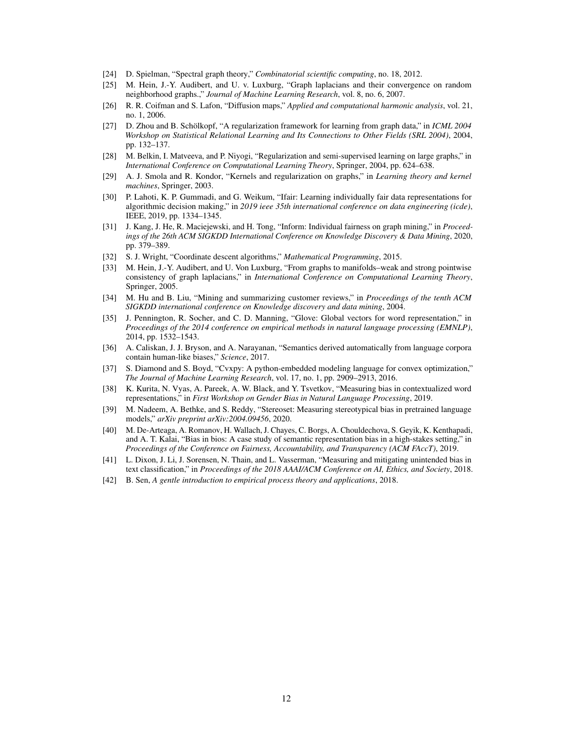[24] D. Spielman, "Spectral graph theory," *Combinatorial scientific computing*, no. 18, 2012.

[25] M. Hein, J.-Y. Audibert, and U. v. Luxburg, "Graph laplacians and their convergence on random neighborhood graphs.," *Journal of Machine Learning Research*, vol. 8, no. 6, 2007.

[26] R. R. Coifman and S. Lafon, "Diffusion maps," *Applied and computational harmonic analysis*, vol. 21, no. 1, 2006.

[27] D. Zhou and B. Schölkopf, "A regularization framework for learning from graph data," in *ICML 2004 Workshop on Statistical Relational Learning and Its Connections to Other Fields (SRL 2004)*, 2004, pp. 132–137.

[28] M. Belkin, I. Matveeva, and P. Niyogi, "Regularization and semi-supervised learning on large graphs," in *International Conference on Computational Learning Theory*, Springer, 2004, pp. 624–638.

[29] A. J. Smola and R. Kondor, "Kernels and regularization on graphs," in *Learning theory and kernel machines*, Springer, 2003.

[30] P. Lahoti, K. P. Gummadi, and G. Weikum, "Ifair: Learning individually fair data representations for algorithmic decision making," in *2019 ieee 35th international conference on data engineering (icde)*, IEEE, 2019, pp. 1334–1345.

[31] J. Kang, J. He, R. Maciejewski, and H. Tong, "Inform: Individual fairness on graph mining," in *Proceedings of the 26th ACM SIGKDD International Conference on Knowledge Discovery & Data Mining*, 2020, pp. 379–389.

[32] S. J. Wright, "Coordinate descent algorithms," *Mathematical Programming*, 2015.

[33] M. Hein, J.-Y. Audibert, and U. Von Luxburg, "From graphs to manifolds–weak and strong pointwise consistency of graph laplacians," in *International Conference on Computational Learning Theory*, Springer, 2005.

[34] M. Hu and B. Liu, "Mining and summarizing customer reviews," in *Proceedings of the tenth ACM SIGKDD international conference on Knowledge discovery and data mining*, 2004.

[35] J. Pennington, R. Socher, and C. D. Manning, "Glove: Global vectors for word representation," in *Proceedings of the 2014 conference on empirical methods in natural language processing (EMNLP)*, 2014, pp. 1532–1543.

[36] A. Caliskan, J. J. Bryson, and A. Narayanan, "Semantics derived automatically from language corpora contain human-like biases," *Science*, 2017.

[37] S. Diamond and S. Boyd, "Cvxpy: A python-embedded modeling language for convex optimization," *The Journal of Machine Learning Research*, vol. 17, no. 1, pp. 2909–2913, 2016.

[38] K. Kurita, N. Vyas, A. Pareek, A. W. Black, and Y. Tsvetkov, "Measuring bias in contextualized word representations," in *First Workshop on Gender Bias in Natural Language Processing*, 2019.

[39] M. Nadeem, A. Bethke, and S. Reddy, "Stereoset: Measuring stereotypical bias in pretrained language models," *arXiv preprint arXiv:2004.09456*, 2020.

[40] M. De-Arteaga, A. Romanov, H. Wallach, J. Chayes, C. Borgs, A. Chouldechova, S. Geyik, K. Kenthapadi, and A. T. Kalai, "Bias in bios: A case study of semantic representation bias in a high-stakes setting," in *Proceedings of the Conference on Fairness, Accountability, and Transparency (ACM FAccT)*, 2019.

[41] L. Dixon, J. Li, J. Sorensen, N. Thain, and L. Vasserman, "Measuring and mitigating unintended bias in text classification," in *Proceedings of the 2018 AAAI/ACM Conference on AI, Ethics, and Society*, 2018.

[42] B. Sen, *A gentle introduction to empirical process theory and applications*, 2018.